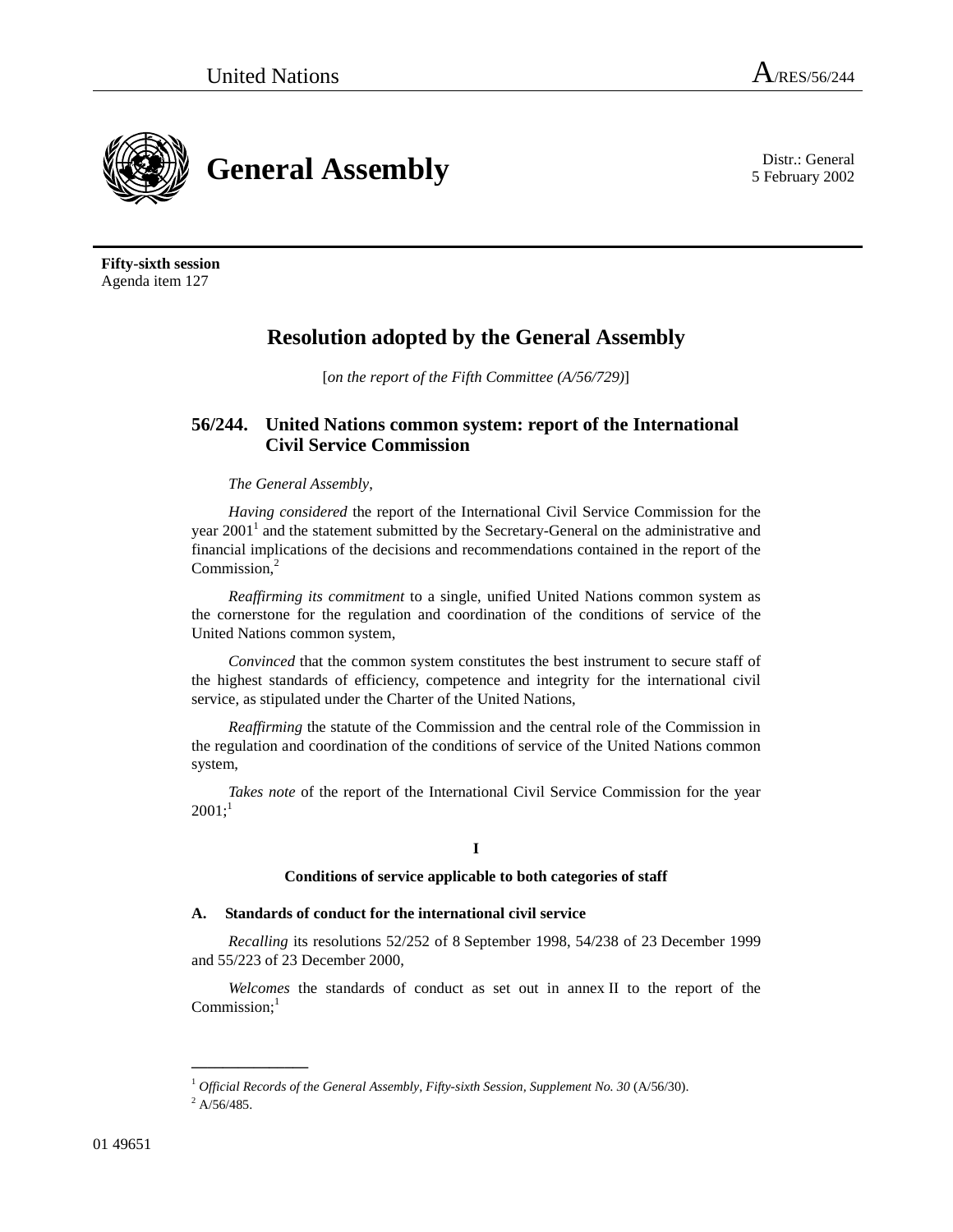United Nations A/RES/56/244

# General Assembly

Distr.: General
5 February 2002

**Fifty-sixth session**
Agenda item 127

## Resolution adopted by the General Assembly

[*on the report of the Fifth Committee (A/56/729)*]

### 56/244. United Nations common system: report of the International Civil Service Commission

*The General Assembly*,

*Having considered* the report of the International Civil Service Commission for the year 2001[1] and the statement submitted by the Secretary-General on the administrative and financial implications of the decisions and recommendations contained in the report of the Commission,[2]

*Reaffirming its commitment* to a single, unified United Nations common system as the cornerstone for the regulation and coordination of the conditions of service of the United Nations common system,

*Convinced* that the common system constitutes the best instrument to secure staff of the highest standards of efficiency, competence and integrity for the international civil service, as stipulated under the Charter of the United Nations,

*Reaffirming* the statute of the Commission and the central role of the Commission in the regulation and coordination of the conditions of service of the United Nations common system,

*Takes note* of the report of the International Civil Service Commission for the year 2001;[1]

**I**

**Conditions of service applicable to both categories of staff**

**A. Standards of conduct for the international civil service**

*Recalling* its resolutions 52/252 of 8 September 1998, 54/238 of 23 December 1999 and 55/223 of 23 December 2000,

*Welcomes* the standards of conduct as set out in annex II to the report of the Commission;[1]

---

[1] *Official Records of the General Assembly, Fifty-sixth Session, Supplement No. 30* (A/56/30).
[2] A/56/485.

01 49651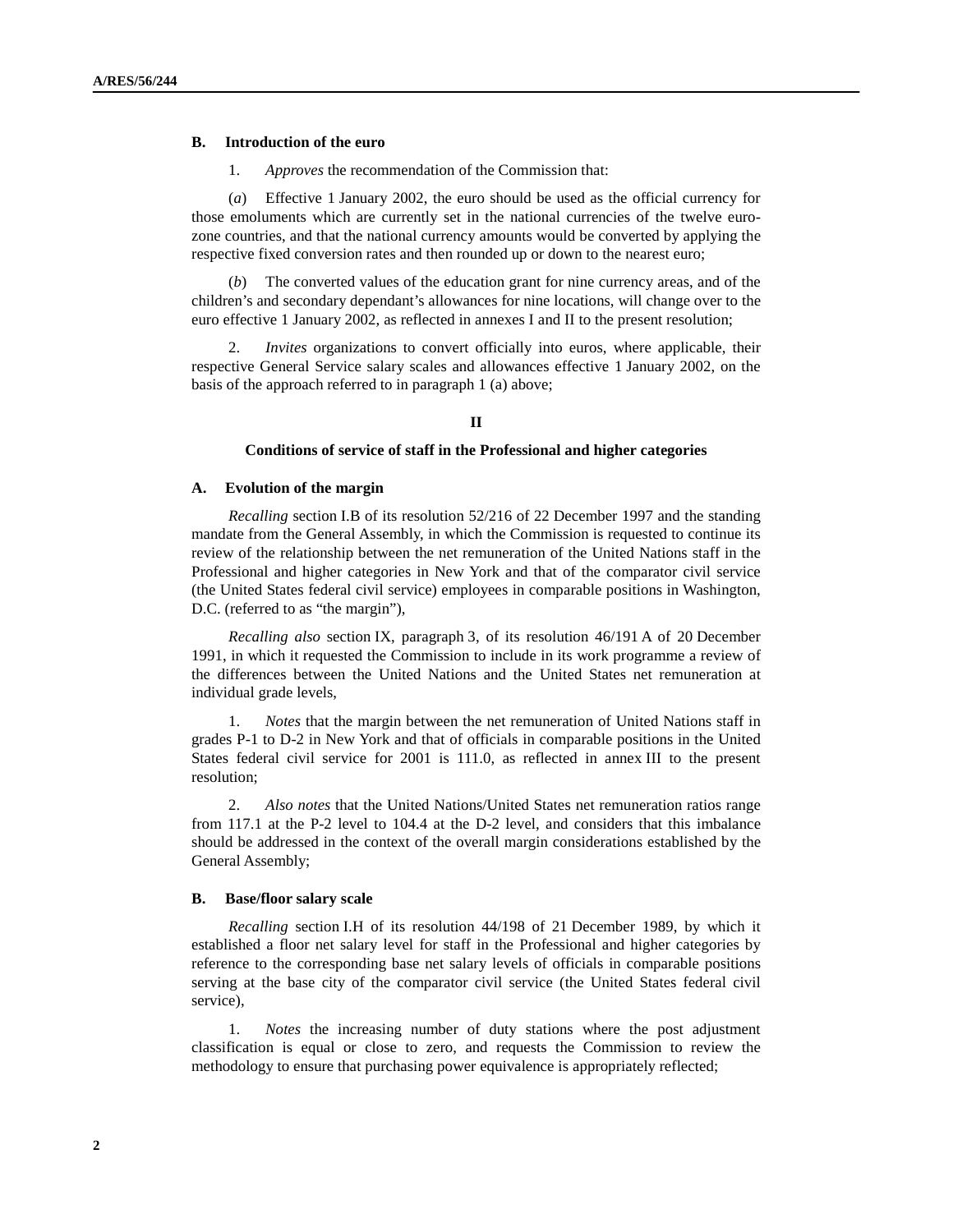**B. Introduction of the euro**

1. *Approves* the recommendation of the Commission that:

(*a*) Effective 1 January 2002, the euro should be used as the official currency for those emoluments which are currently set in the national currencies of the twelve euro-zone countries, and that the national currency amounts would be converted by applying the respective fixed conversion rates and then rounded up or down to the nearest euro;

(*b*) The converted values of the education grant for nine currency areas, and of the children's and secondary dependant's allowances for nine locations, will change over to the euro effective 1 January 2002, as reflected in annexes I and II to the present resolution;

2. *Invites* organizations to convert officially into euros, where applicable, their respective General Service salary scales and allowances effective 1 January 2002, on the basis of the approach referred to in paragraph 1 (a) above;

**II**

**Conditions of service of staff in the Professional and higher categories**

**A. Evolution of the margin**

*Recalling* section I.B of its resolution 52/216 of 22 December 1997 and the standing mandate from the General Assembly, in which the Commission is requested to continue its review of the relationship between the net remuneration of the United Nations staff in the Professional and higher categories in New York and that of the comparator civil service (the United States federal civil service) employees in comparable positions in Washington, D.C. (referred to as "the margin"),

*Recalling also* section IX, paragraph 3, of its resolution 46/191 A of 20 December 1991, in which it requested the Commission to include in its work programme a review of the differences between the United Nations and the United States net remuneration at individual grade levels,

1. *Notes* that the margin between the net remuneration of United Nations staff in grades P-1 to D-2 in New York and that of officials in comparable positions in the United States federal civil service for 2001 is 111.0, as reflected in annex III to the present resolution;

2. *Also notes* that the United Nations/United States net remuneration ratios range from 117.1 at the P-2 level to 104.4 at the D-2 level, and considers that this imbalance should be addressed in the context of the overall margin considerations established by the General Assembly;

**B. Base/floor salary scale**

*Recalling* section I.H of its resolution 44/198 of 21 December 1989, by which it established a floor net salary level for staff in the Professional and higher categories by reference to the corresponding base net salary levels of officials in comparable positions serving at the base city of the comparator civil service (the United States federal civil service),

1. *Notes* the increasing number of duty stations where the post adjustment classification is equal or close to zero, and requests the Commission to review the methodology to ensure that purchasing power equivalence is appropriately reflected;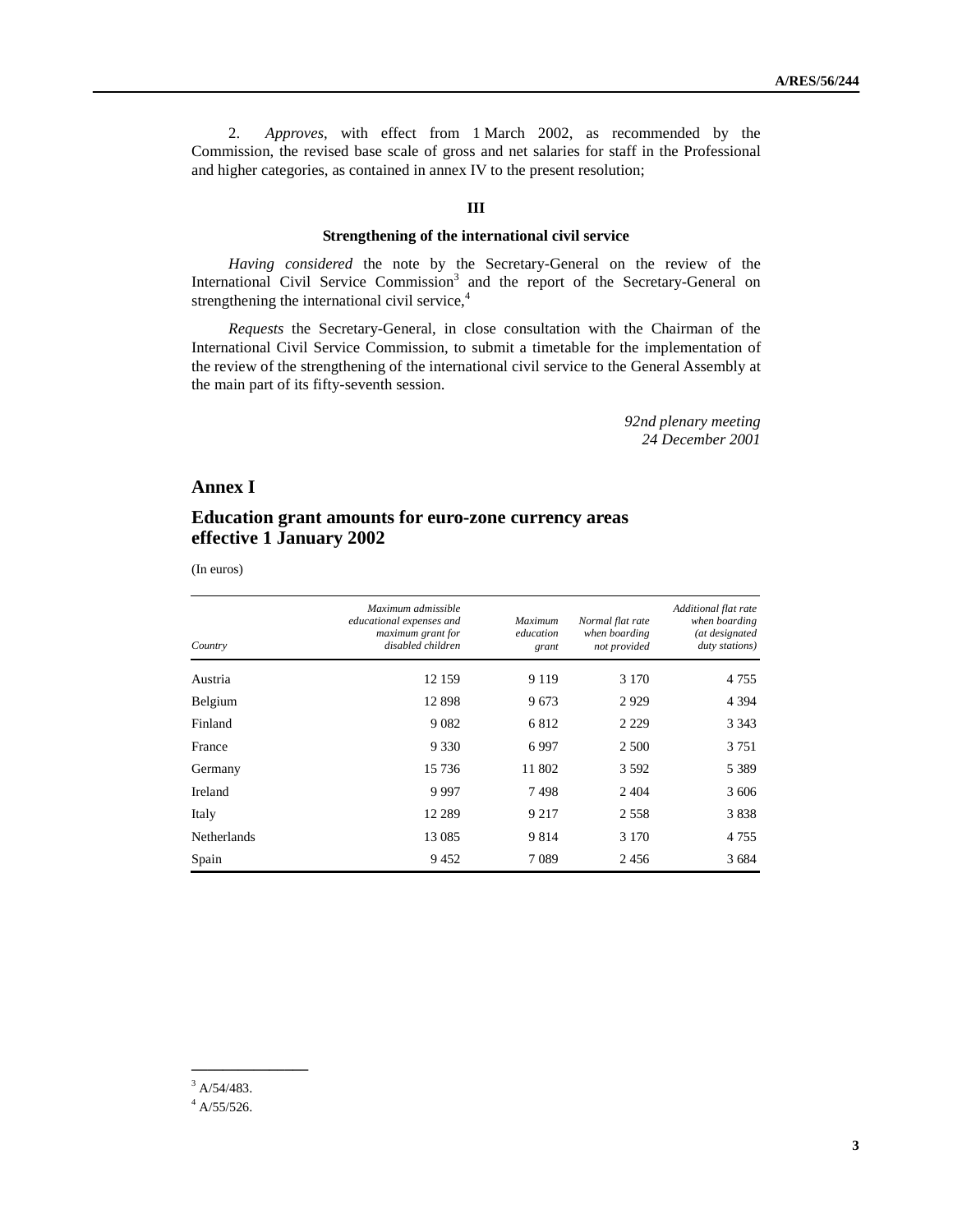2. *Approves*, with effect from 1 March 2002, as recommended by the Commission, the revised base scale of gross and net salaries for staff in the Professional and higher categories, as contained in annex IV to the present resolution;

### III

### Strengthening of the international civil service

*Having considered* the note by the Secretary-General on the review of the International Civil Service Commission[3] and the report of the Secretary-General on strengthening the international civil service,[4]

*Requests* the Secretary-General, in close consultation with the Chairman of the International Civil Service Commission, to submit a timetable for the implementation of the review of the strengthening of the international civil service to the General Assembly at the main part of its fifty-seventh session.

*92nd plenary meeting*
*24 December 2001*

## Annex I

## Education grant amounts for euro-zone currency areas effective 1 January 2002

(In euros)

| *Country* | *Maximum admissible educational expenses and maximum grant for disabled children* | *Maximum education grant* | *Normal flat rate when boarding not provided* | *Additional flat rate when boarding (at designated duty stations)* |
|---|---|---|---|---|
| Austria | 12 159 | 9 119 | 3 170 | 4 755 |
| Belgium | 12 898 | 9 673 | 2 929 | 4 394 |
| Finland | 9 082 | 6 812 | 2 229 | 3 343 |
| France | 9 330 | 6 997 | 2 500 | 3 751 |
| Germany | 15 736 | 11 802 | 3 592 | 5 389 |
| Ireland | 9 997 | 7 498 | 2 404 | 3 606 |
| Italy | 12 289 | 9 217 | 2 558 | 3 838 |
| Netherlands | 13 085 | 9 814 | 3 170 | 4 755 |
| Spain | 9 452 | 7 089 | 2 456 | 3 684 |

---

[3] A/54/483.

[4] A/55/526.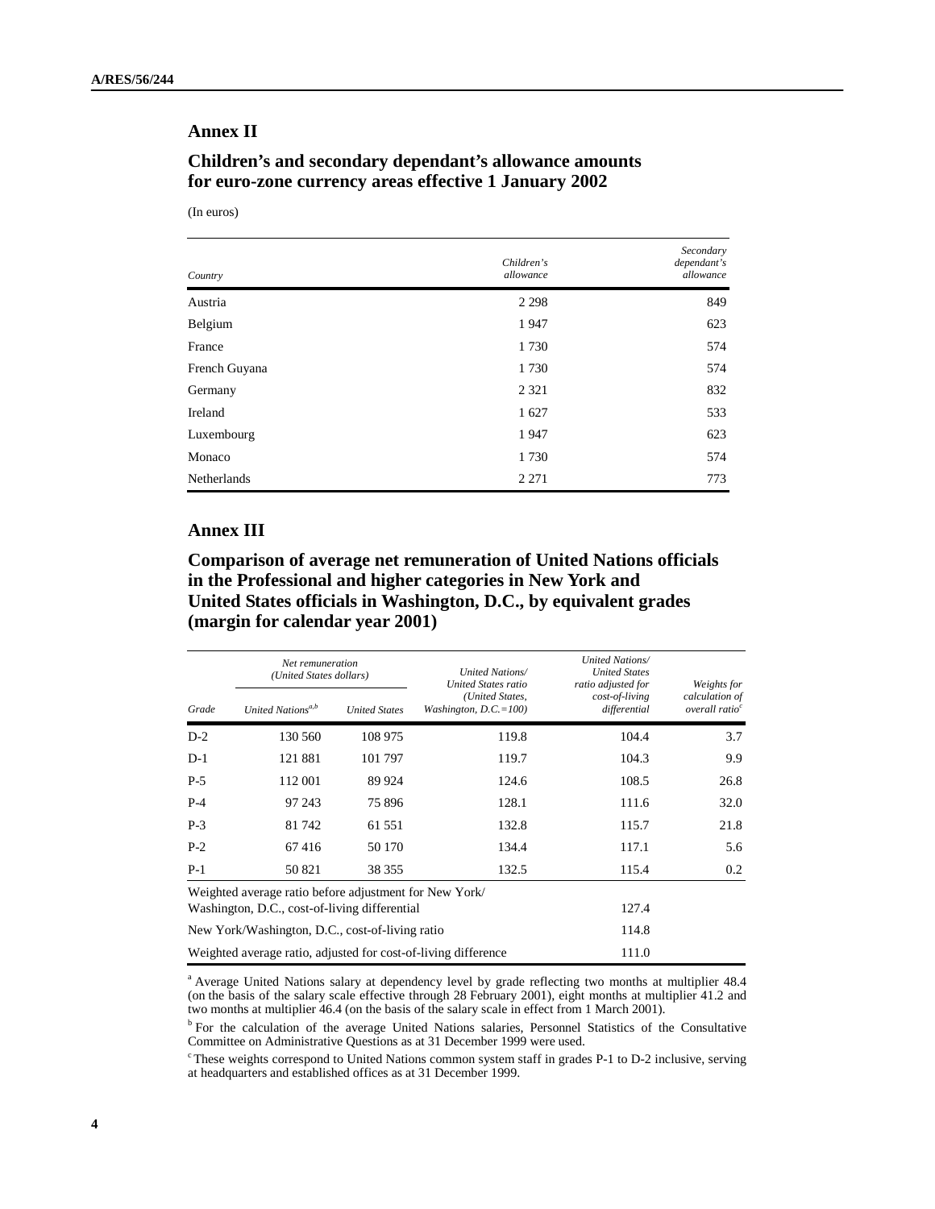## Annex II

## Children's and secondary dependant's allowance amounts for euro-zone currency areas effective 1 January 2002

(In euros)

| *Country* | *Children's allowance* | *Secondary dependant's allowance* |
|---|---|---|
| Austria | 2 298 | 849 |
| Belgium | 1 947 | 623 |
| France | 1 730 | 574 |
| French Guyana | 1 730 | 574 |
| Germany | 2 321 | 832 |
| Ireland | 1 627 | 533 |
| Luxembourg | 1 947 | 623 |
| Monaco | 1 730 | 574 |
| Netherlands | 2 271 | 773 |

## Annex III

## Comparison of average net remuneration of United Nations officials in the Professional and higher categories in New York and United States officials in Washington, D.C., by equivalent grades (margin for calendar year 2001)

| *Grade* | *Net remuneration (United States dollars)* | | *United Nations/ United States ratio (United States, Washington, D.C.=100)* | *United Nations/ United States ratio adjusted for cost-of-living differential* | *Weights for calculation of overall ratio*[c] |
|---|---|---|---|---|---|
| | *United Nations*[a,b] | *United States* | | | |
| D-2 | 130 560 | 108 975 | 119.8 | 104.4 | 3.7 |
| D-1 | 121 881 | 101 797 | 119.7 | 104.3 | 9.9 |
| P-5 | 112 001 | 89 924 | 124.6 | 108.5 | 26.8 |
| P-4 | 97 243 | 75 896 | 128.1 | 111.6 | 32.0 |
| P-3 | 81 742 | 61 551 | 132.8 | 115.7 | 21.8 |
| P-2 | 67 416 | 50 170 | 134.4 | 117.1 | 5.6 |
| P-1 | 50 821 | 38 355 | 132.5 | 115.4 | 0.2 |
| Weighted average ratio before adjustment for New York/ Washington, D.C., cost-of-living differential | | | | 127.4 | |
| New York/Washington, D.C., cost-of-living ratio | | | | 114.8 | |
| Weighted average ratio, adjusted for cost-of-living difference | | | | 111.0 | |

[a] Average United Nations salary at dependency level by grade reflecting two months at multiplier 48.4 (on the basis of the salary scale effective through 28 February 2001), eight months at multiplier 41.2 and two months at multiplier 46.4 (on the basis of the salary scale in effect from 1 March 2001).

[b] For the calculation of the average United Nations salaries, Personnel Statistics of the Consultative Committee on Administrative Questions as at 31 December 1999 were used.

[c] These weights correspond to United Nations common system staff in grades P-1 to D-2 inclusive, serving at headquarters and established offices as at 31 December 1999.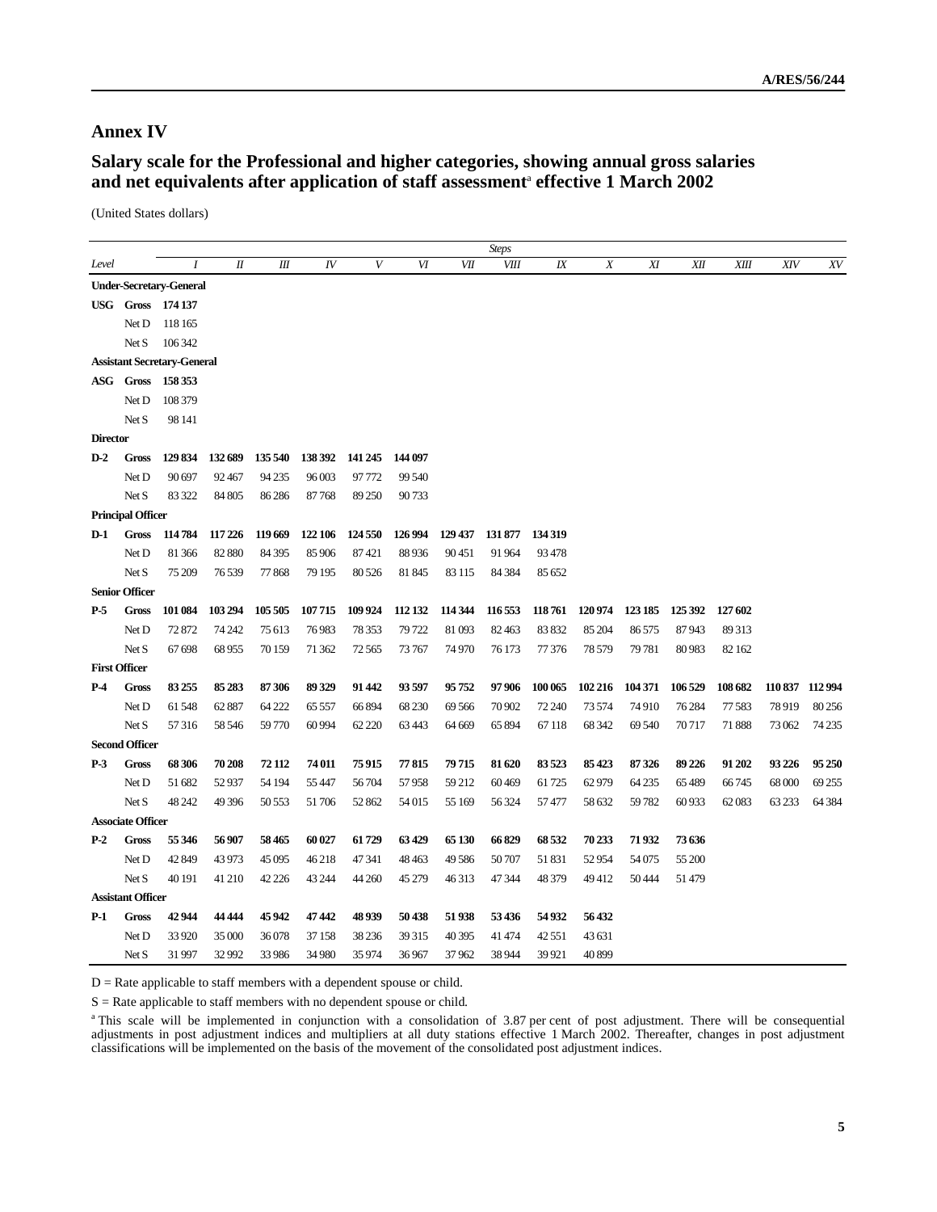## Annex IV

## Salary scale for the Professional and higher categories, showing annual gross salaries and net equivalents after application of staff assessment[a] effective 1 March 2002

(United States dollars)

| Level | | Steps I | II | III | IV | V | VI | VII | VIII | IX | X | XI | XII | XIII | XIV | XV |
|---|---|---|---|---|---|---|---|---|---|---|---|---|---|---|---|---|
| **Under-Secretary-General** | | | | | | | | | | | | | | | | |
| **USG** | **Gross** | **174 137** | | | | | | | | | | | | | | |
| | Net D | 118 165 | | | | | | | | | | | | | | |
| | Net S | 106 342 | | | | | | | | | | | | | | |
| **Assistant Secretary-General** | | | | | | | | | | | | | | | | |
| **ASG** | **Gross** | **158 353** | | | | | | | | | | | | | | |
| | Net D | 108 379 | | | | | | | | | | | | | | |
| | Net S | 98 141 | | | | | | | | | | | | | | |
| **Director** | | | | | | | | | | | | | | | | |
| **D-2** | **Gross** | **129 834** | **132 689** | **135 540** | **138 392** | **141 245** | **144 097** | | | | | | | | | |
| | Net D | 90 697 | 92 467 | 94 235 | 96 003 | 97 772 | 99 540 | | | | | | | | | |
| | Net S | 83 322 | 84 805 | 86 286 | 87 768 | 89 250 | 90 733 | | | | | | | | | |
| **Principal Officer** | | | | | | | | | | | | | | | | |
| **D-1** | **Gross** | **114 784** | **117 226** | **119 669** | **122 106** | **124 550** | **126 994** | **129 437** | **131 877** | **134 319** | | | | | | |
| | Net D | 81 366 | 82 880 | 84 395 | 85 906 | 87 421 | 88 936 | 90 451 | 91 964 | 93 478 | | | | | | |
| | Net S | 75 209 | 76 539 | 77 868 | 79 195 | 80 526 | 81 845 | 83 115 | 84 384 | 85 652 | | | | | | |
| **Senior Officer** | | | | | | | | | | | | | | | | |
| **P-5** | **Gross** | **101 084** | **103 294** | **105 505** | **107 715** | **109 924** | **112 132** | **114 344** | **116 553** | **118 761** | **120 974** | **123 185** | **125 392** | **127 602** | | |
| | Net D | 72 872 | 74 242 | 75 613 | 76 983 | 78 353 | 79 722 | 81 093 | 82 463 | 83 832 | 85 204 | 86 575 | 87 943 | 89 313 | | |
| | Net S | 67 698 | 68 955 | 70 159 | 71 362 | 72 565 | 73 767 | 74 970 | 76 173 | 77 376 | 78 579 | 79 781 | 80 983 | 82 162 | | |
| **First Officer** | | | | | | | | | | | | | | | | |
| **P-4** | **Gross** | **83 255** | **85 283** | **87 306** | **89 329** | **91 442** | **93 597** | **95 752** | **97 906** | **100 065** | **102 216** | **104 371** | **106 529** | **108 682** | **110 837** | **112 994** |
| | Net D | 61 548 | 62 887 | 64 222 | 65 557 | 66 894 | 68 230 | 69 566 | 70 902 | 72 240 | 73 574 | 74 910 | 76 284 | 77 583 | 78 919 | 80 256 |
| | Net S | 57 316 | 58 546 | 59 770 | 60 994 | 62 220 | 63 443 | 64 669 | 65 894 | 67 118 | 68 342 | 69 540 | 70 717 | 71 888 | 73 062 | 74 235 |
| **Second Officer** | | | | | | | | | | | | | | | | |
| **P-3** | **Gross** | **68 306** | **70 208** | **72 112** | **74 011** | **75 915** | **77 815** | **79 715** | **81 620** | **83 523** | **85 423** | **87 326** | **89 226** | **91 202** | **93 226** | **95 250** |
| | Net D | 51 682 | 52 937 | 54 194 | 55 447 | 56 704 | 57 958 | 59 212 | 60 469 | 61 725 | 62 979 | 64 235 | 65 489 | 66 745 | 68 000 | 69 255 |
| | Net S | 48 242 | 49 396 | 50 553 | 51 706 | 52 862 | 54 015 | 55 169 | 56 324 | 57 477 | 58 632 | 59 782 | 60 933 | 62 083 | 63 233 | 64 384 |
| **Associate Officer** | | | | | | | | | | | | | | | | |
| **P-2** | **Gross** | **55 346** | **56 907** | **58 465** | **60 027** | **61 729** | **63 429** | **65 130** | **66 829** | **68 532** | **70 233** | **71 932** | **73 636** | | | |
| | Net D | 42 849 | 43 973 | 45 095 | 46 218 | 47 341 | 48 463 | 49 586 | 50 707 | 51 831 | 52 954 | 54 075 | 55 200 | | | |
| | Net S | 40 191 | 41 210 | 42 226 | 43 244 | 44 260 | 45 279 | 46 313 | 47 344 | 48 379 | 49 412 | 50 444 | 51 479 | | | |
| **Assistant Officer** | | | | | | | | | | | | | | | | |
| **P-1** | **Gross** | **42 944** | **44 444** | **45 942** | **47 442** | **48 939** | **50 438** | **51 938** | **53 436** | **54 932** | **56 432** | | | | | |
| | Net D | 33 920 | 35 000 | 36 078 | 37 158 | 38 236 | 39 315 | 40 395 | 41 474 | 42 551 | 43 631 | | | | | |
| | Net S | 31 997 | 32 992 | 33 986 | 34 980 | 35 974 | 36 967 | 37 962 | 38 944 | 39 921 | 40 899 | | | | | |

D = Rate applicable to staff members with a dependent spouse or child.

S = Rate applicable to staff members with no dependent spouse or child.

[a] This scale will be implemented in conjunction with a consolidation of 3.87 per cent of post adjustment. There will be consequential adjustments in post adjustment indices and multipliers at all duty stations effective 1 March 2002. Thereafter, changes in post adjustment classifications will be implemented on the basis of the movement of the consolidated post adjustment indices.